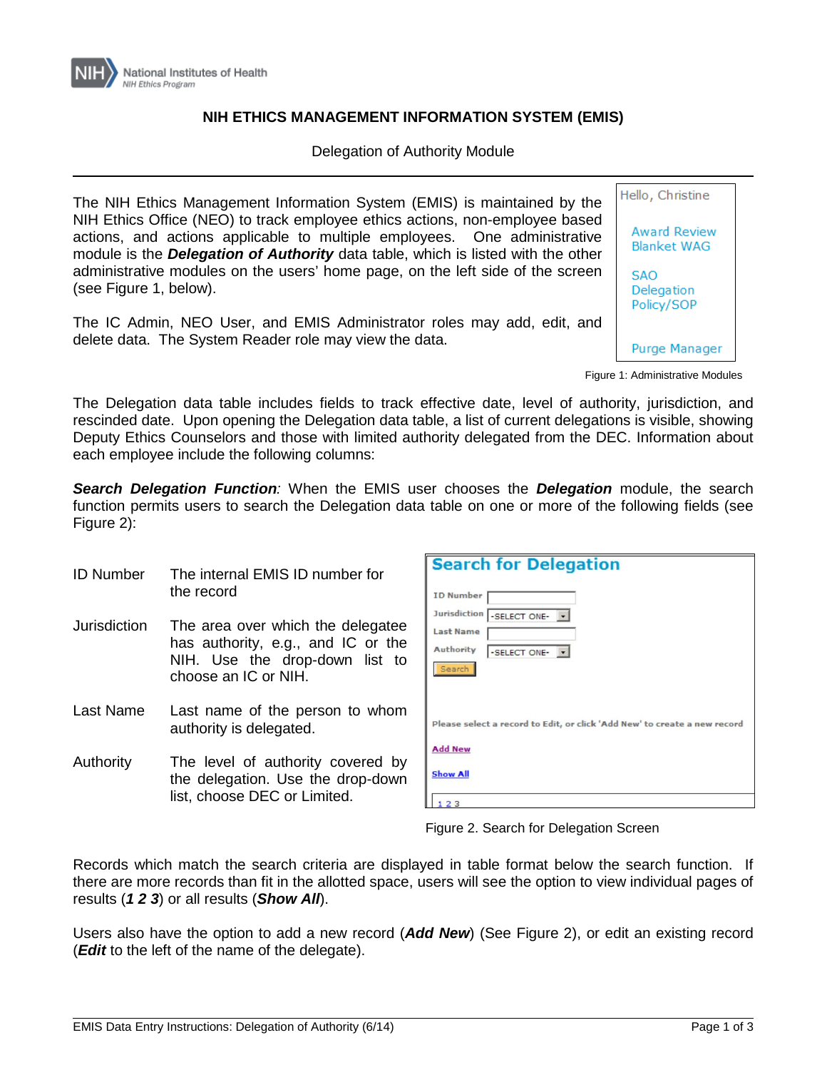NIH National Institutes of Health
NIH Ethics Program

# NIH ETHICS MANAGEMENT INFORMATION SYSTEM (EMIS)

Delegation of Authority Module

---

The NIH Ethics Management Information System (EMIS) is maintained by the NIH Ethics Office (NEO) to track employee ethics actions, non-employee based actions, and actions applicable to multiple employees. One administrative module is the ***Delegation of Authority*** data table, which is listed with the other administrative modules on the users' home page, on the left side of the screen (see Figure 1, below).

The IC Admin, NEO User, and EMIS Administrator roles may add, edit, and delete data. The System Reader role may view the data.

Hello, Christine

Award Review
Blanket WAG

SAO
Delegation
Policy/SOP

Purge Manager

Figure 1: Administrative Modules

The Delegation data table includes fields to track effective date, level of authority, jurisdiction, and rescinded date. Upon opening the Delegation data table, a list of current delegations is visible, showing Deputy Ethics Counselors and those with limited authority delegated from the DEC. Information about each employee include the following columns:

***Search Delegation Function****:* When the EMIS user chooses the ***Delegation*** module, the search function permits users to search the Delegation data table on one or more of the following fields (see Figure 2):

| | |
|---|---|
| ID Number | The internal EMIS ID number for the record |
| Jurisdiction | The area over which the delegatee has authority, e.g., and IC or the NIH. Use the drop-down list to choose an IC or NIH. |
| Last Name | Last name of the person to whom authority is delegated. |
| Authority | The level of authority covered by the delegation. Use the drop-down list, choose DEC or Limited. |

**Search for Delegation**

ID Number
Jurisdiction -SELECT ONE-
Last Name
Authority -SELECT ONE-
Search

Please select a record to Edit, or click 'Add New' to create a new record

Add New

Show All

1 2 3

Figure 2. Search for Delegation Screen

Records which match the search criteria are displayed in table format below the search function. If there are more records than fit in the allotted space, users will see the option to view individual pages of results (***1 2 3***) or all results (***Show All***).

Users also have the option to add a new record (***Add New***) (See Figure 2), or edit an existing record (***Edit*** to the left of the name of the delegate).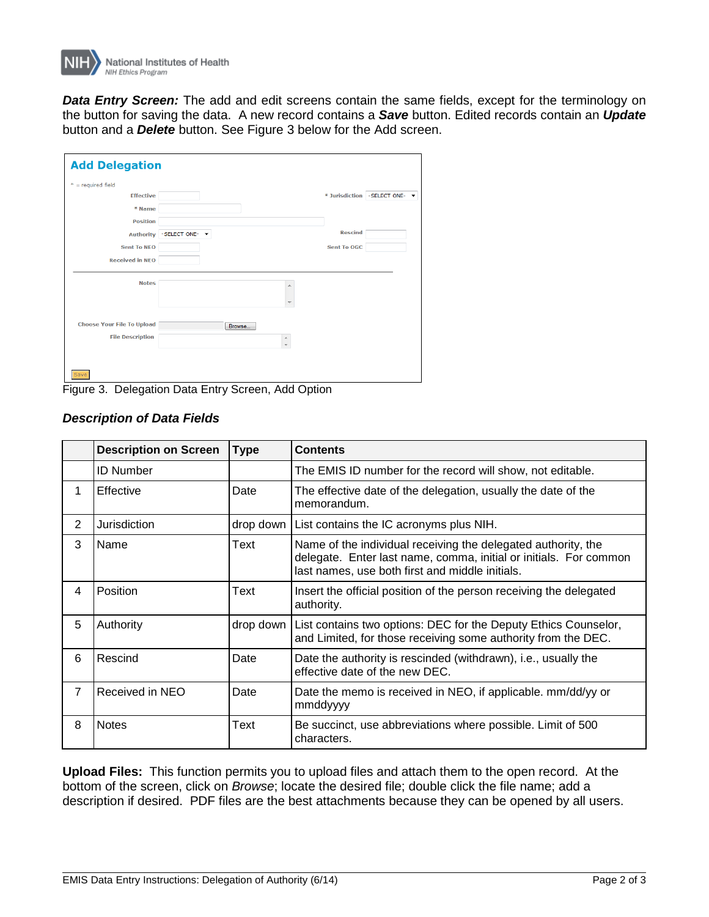***Data Entry Screen:*** The add and edit screens contain the same fields, except for the terminology on the button for saving the data. A new record contains a ***Save*** button. Edited records contain an ***Update*** button and a ***Delete*** button. See Figure 3 below for the Add screen.

Figure 3. Delegation Data Entry Screen, Add Option

### *Description of Data Fields*

| | Description on Screen | Type | Contents |
|---|---|---|---|
| | ID Number | | The EMIS ID number for the record will show, not editable. |
| 1 | Effective | Date | The effective date of the delegation, usually the date of the memorandum. |
| 2 | Jurisdiction | drop down | List contains the IC acronyms plus NIH. |
| 3 | Name | Text | Name of the individual receiving the delegated authority, the delegate. Enter last name, comma, initial or initials. For common last names, use both first and middle initials. |
| 4 | Position | Text | Insert the official position of the person receiving the delegated authority. |
| 5 | Authority | drop down | List contains two options: DEC for the Deputy Ethics Counselor, and Limited, for those receiving some authority from the DEC. |
| 6 | Rescind | Date | Date the authority is rescinded (withdrawn), i.e., usually the effective date of the new DEC. |
| 7 | Received in NEO | Date | Date the memo is received in NEO, if applicable. mm/dd/yy or mmddyyyy |
| 8 | Notes | Text | Be succinct, use abbreviations where possible. Limit of 500 characters. |

**Upload Files:** This function permits you to upload files and attach them to the open record. At the bottom of the screen, click on *Browse*; locate the desired file; double click the file name; add a description if desired. PDF files are the best attachments because they can be opened by all users.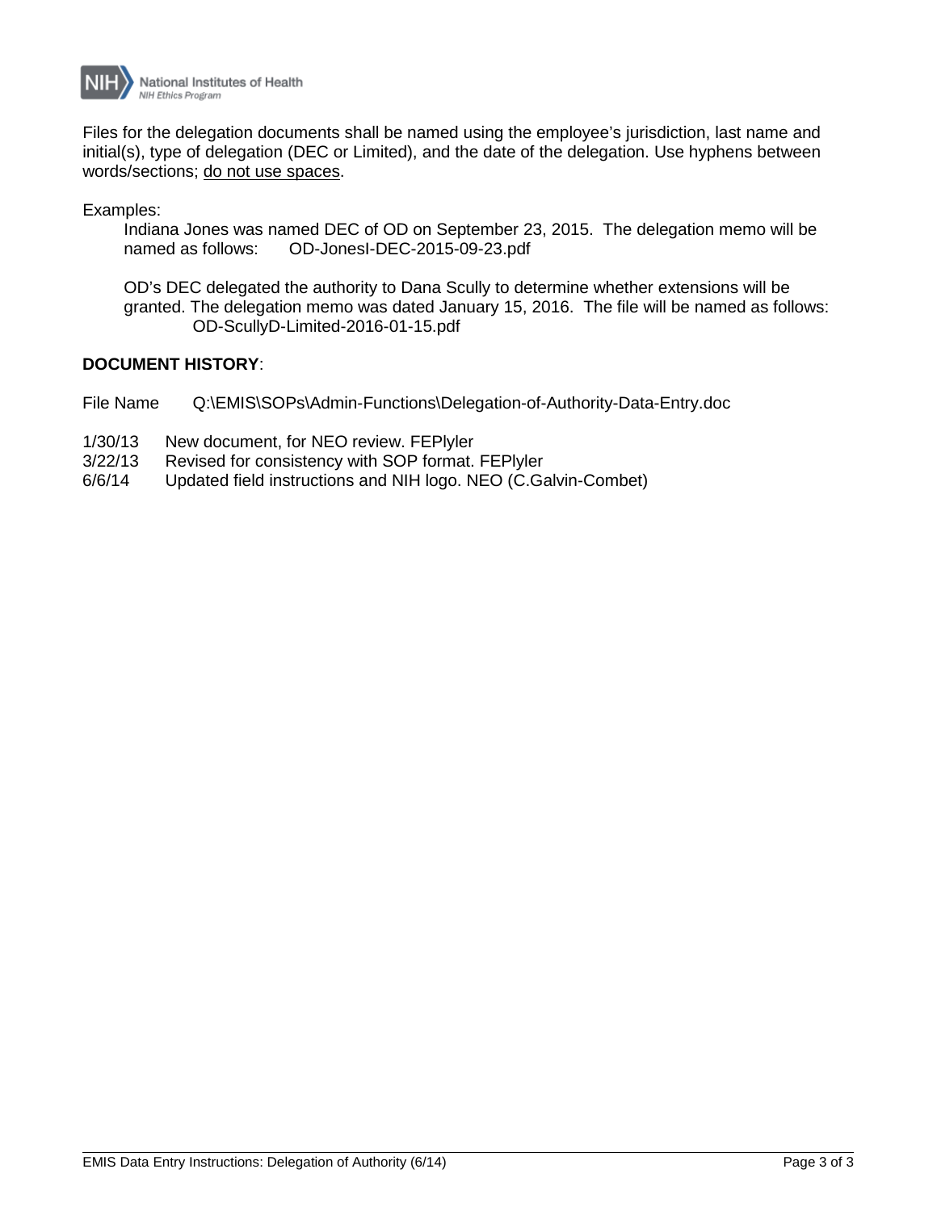Files for the delegation documents shall be named using the employee's jurisdiction, last name and initial(s), type of delegation (DEC or Limited), and the date of the delegation. Use hyphens between words/sections; <u>do not use spaces</u>.

Examples:

> Indiana Jones was named DEC of OD on September 23, 2015. The delegation memo will be named as follows: OD-JonesI-DEC-2015-09-23.pdf
>
> OD's DEC delegated the authority to Dana Scully to determine whether extensions will be granted. The delegation memo was dated January 15, 2016. The file will be named as follows: OD-ScullyD-Limited-2016-01-15.pdf

**DOCUMENT HISTORY**:

File Name Q:\EMIS\SOPs\Admin-Functions\Delegation-of-Authority-Data-Entry.doc

| | |
|---|---|
| 1/30/13 | New document, for NEO review. FEPlyler |
| 3/22/13 | Revised for consistency with SOP format. FEPlyler |
| 6/6/14 | Updated field instructions and NIH logo. NEO (C.Galvin-Combet) |